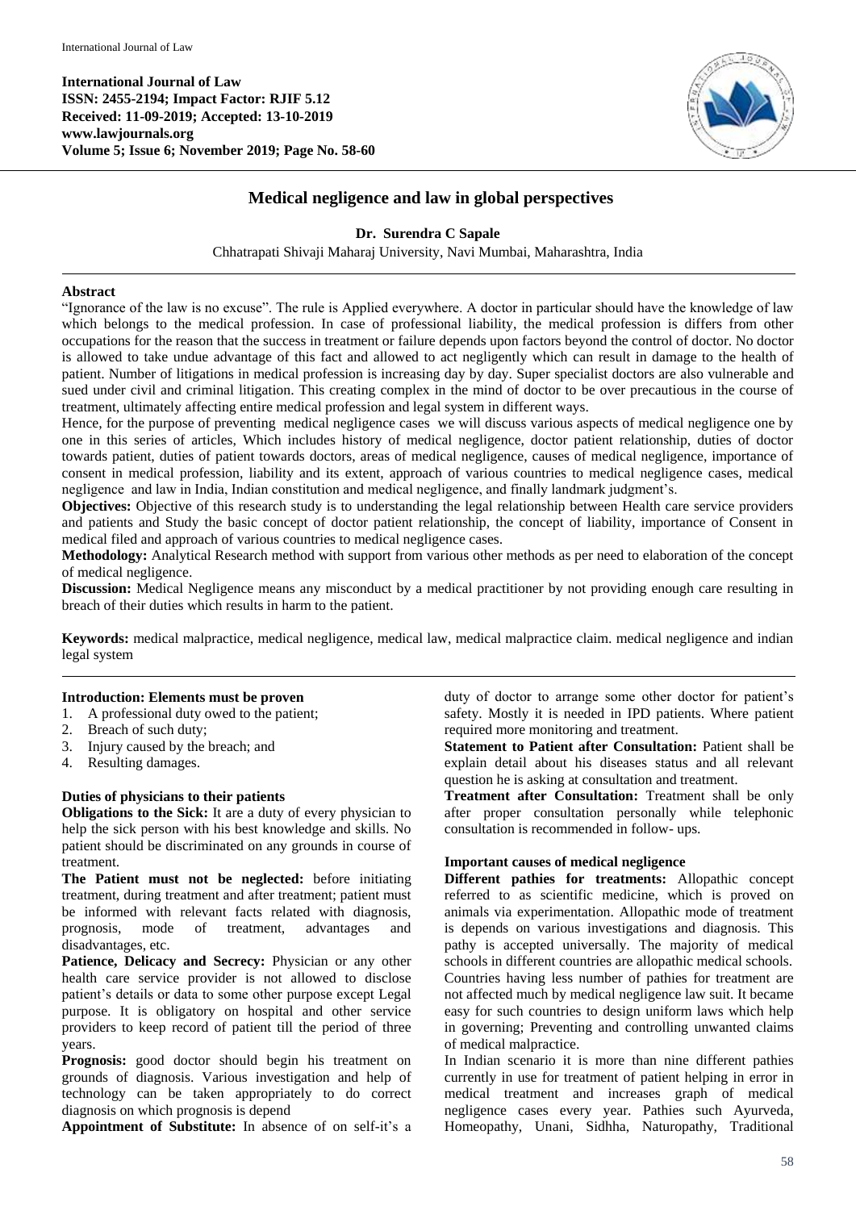International Journal of Law
**ISSN: 2455-2194; Impact Factor: RJIF 5.12**
**Received: 11-09-2019; Accepted: 13-10-2019**
**www.lawjournals.org**
**Volume 5; Issue 6; November 2019; Page No. 58-60**

# Medical negligence and law in global perspectives

**Dr. Surendra C Sapale**

Chhatrapati Shivaji Maharaj University, Navi Mumbai, Maharashtra, India

## Abstract

"Ignorance of the law is no excuse". The rule is Applied everywhere. A doctor in particular should have the knowledge of law which belongs to the medical profession. In case of professional liability, the medical profession is differs from other occupations for the reason that the success in treatment or failure depends upon factors beyond the control of doctor. No doctor is allowed to take undue advantage of this fact and allowed to act negligently which can result in damage to the health of patient. Number of litigations in medical profession is increasing day by day. Super specialist doctors are also vulnerable and sued under civil and criminal litigation. This creating complex in the mind of doctor to be over precautious in the course of treatment, ultimately affecting entire medical profession and legal system in different ways.

Hence, for the purpose of preventing medical negligence cases we will discuss various aspects of medical negligence one by one in this series of articles, Which includes history of medical negligence, doctor patient relationship, duties of doctor towards patient, duties of patient towards doctors, areas of medical negligence, causes of medical negligence, importance of consent in medical profession, liability and its extent, approach of various countries to medical negligence cases, medical negligence and law in India, Indian constitution and medical negligence, and finally landmark judgment's.

**Objectives:** Objective of this research study is to understanding the legal relationship between Health care service providers and patients and Study the basic concept of doctor patient relationship, the concept of liability, importance of Consent in medical filed and approach of various countries to medical negligence cases.

**Methodology:** Analytical Research method with support from various other methods as per need to elaboration of the concept of medical negligence.

**Discussion:** Medical Negligence means any misconduct by a medical practitioner by not providing enough care resulting in breach of their duties which results in harm to the patient.

**Keywords:** medical malpractice, medical negligence, medical law, medical malpractice claim. medical negligence and indian legal system

### Introduction: Elements must be proven

1. A professional duty owed to the patient;
2. Breach of such duty;
3. Injury caused by the breach; and
4. Resulting damages.

### Duties of physicians to their patients

**Obligations to the Sick:** It are a duty of every physician to help the sick person with his best knowledge and skills. No patient should be discriminated on any grounds in course of treatment.

**The Patient must not be neglected:** before initiating treatment, during treatment and after treatment; patient must be informed with relevant facts related with diagnosis, prognosis, mode of treatment, advantages and disadvantages, etc.

**Patience, Delicacy and Secrecy:** Physician or any other health care service provider is not allowed to disclose patient's details or data to some other purpose except Legal purpose. It is obligatory on hospital and other service providers to keep record of patient till the period of three years.

**Prognosis:** good doctor should begin his treatment on grounds of diagnosis. Various investigation and help of technology can be taken appropriately to do correct diagnosis on which prognosis is depend

**Appointment of Substitute:** In absence of on self-it's a duty of doctor to arrange some other doctor for patient's safety. Mostly it is needed in IPD patients. Where patient required more monitoring and treatment.

**Statement to Patient after Consultation:** Patient shall be explain detail about his diseases status and all relevant question he is asking at consultation and treatment.

**Treatment after Consultation:** Treatment shall be only after proper consultation personally while telephonic consultation is recommended in follow- ups.

### Important causes of medical negligence

**Different pathies for treatments:** Allopathic concept referred to as scientific medicine, which is proved on animals via experimentation. Allopathic mode of treatment is depends on various investigations and diagnosis. This pathy is accepted universally. The majority of medical schools in different countries are allopathic medical schools. Countries having less number of pathies for treatment are not affected much by medical negligence law suit. It became easy for such countries to design uniform laws which help in governing; Preventing and controlling unwanted claims of medical malpractice.

In Indian scenario it is more than nine different pathies currently in use for treatment of patient helping in error in medical treatment and increases graph of medical negligence cases every year. Pathies such Ayurveda, Homeopathy, Unani, Sidhha, Naturopathy, Traditional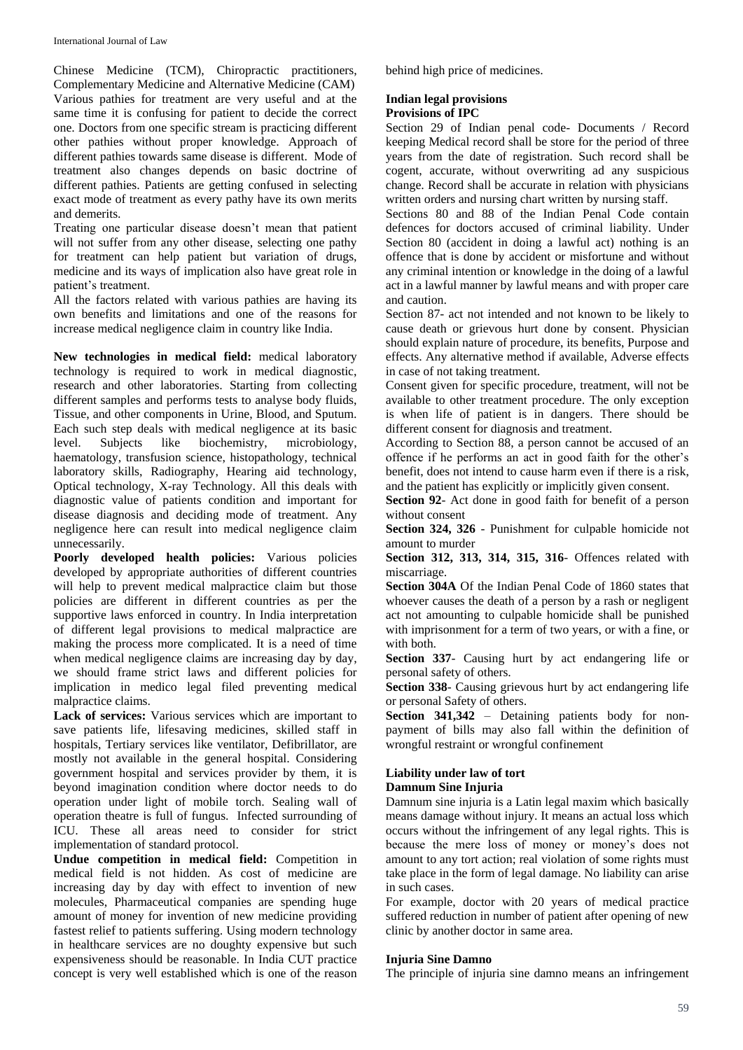Chinese Medicine (TCM), Chiropractic practitioners, Complementary Medicine and Alternative Medicine (CAM) Various pathies for treatment are very useful and at the same time it is confusing for patient to decide the correct one. Doctors from one specific stream is practicing different other pathies without proper knowledge. Approach of different pathies towards same disease is different. Mode of treatment also changes depends on basic doctrine of different pathies. Patients are getting confused in selecting exact mode of treatment as every pathy have its own merits and demerits.

Treating one particular disease doesn't mean that patient will not suffer from any other disease, selecting one pathy for treatment can help patient but variation of drugs, medicine and its ways of implication also have great role in patient's treatment.

All the factors related with various pathies are having its own benefits and limitations and one of the reasons for increase medical negligence claim in country like India.

**New technologies in medical field:** medical laboratory technology is required to work in medical diagnostic, research and other laboratories. Starting from collecting different samples and performs tests to analyse body fluids, Tissue, and other components in Urine, Blood, and Sputum. Each such step deals with medical negligence at its basic level. Subjects like biochemistry, microbiology, haematology, transfusion science, histopathology, technical laboratory skills, Radiography, Hearing aid technology, Optical technology, X-ray Technology. All this deals with diagnostic value of patients condition and important for disease diagnosis and deciding mode of treatment. Any negligence here can result into medical negligence claim unnecessarily.

**Poorly developed health policies:** Various policies developed by appropriate authorities of different countries will help to prevent medical malpractice claim but those policies are different in different countries as per the supportive laws enforced in country. In India interpretation of different legal provisions to medical malpractice are making the process more complicated. It is a need of time when medical negligence claims are increasing day by day, we should frame strict laws and different policies for implication in medico legal filed preventing medical malpractice claims.

**Lack of services:** Various services which are important to save patients life, lifesaving medicines, skilled staff in hospitals, Tertiary services like ventilator, Defibrillator, are mostly not available in the general hospital. Considering government hospital and services provider by them, it is beyond imagination condition where doctor needs to do operation under light of mobile torch. Sealing wall of operation theatre is full of fungus. Infected surrounding of ICU. These all areas need to consider for strict implementation of standard protocol.

**Undue competition in medical field:** Competition in medical field is not hidden. As cost of medicine are increasing day by day with effect to invention of new molecules, Pharmaceutical companies are spending huge amount of money for invention of new medicine providing fastest relief to patients suffering. Using modern technology in healthcare services are no doughty expensive but such expensiveness should be reasonable. In India CUT practice concept is very well established which is one of the reason behind high price of medicines.

## Indian legal provisions

### Provisions of IPC

Section 29 of Indian penal code- Documents / Record keeping Medical record shall be store for the period of three years from the date of registration. Such record shall be cogent, accurate, without overwriting ad any suspicious change. Record shall be accurate in relation with physicians written orders and nursing chart written by nursing staff.

Sections 80 and 88 of the Indian Penal Code contain defences for doctors accused of criminal liability. Under Section 80 (accident in doing a lawful act) nothing is an offence that is done by accident or misfortune and without any criminal intention or knowledge in the doing of a lawful act in a lawful manner by lawful means and with proper care and caution.

Section 87- act not intended and not known to be likely to cause death or grievous hurt done by consent. Physician should explain nature of procedure, its benefits, Purpose and effects. Any alternative method if available, Adverse effects in case of not taking treatment.

Consent given for specific procedure, treatment, will not be available to other treatment procedure. The only exception is when life of patient is in dangers. There should be different consent for diagnosis and treatment.

According to Section 88, a person cannot be accused of an offence if he performs an act in good faith for the other's benefit, does not intend to cause harm even if there is a risk, and the patient has explicitly or implicitly given consent.

**Section 92**- Act done in good faith for benefit of a person without consent

**Section 324, 326** - Punishment for culpable homicide not amount to murder

**Section 312, 313, 314, 315, 316**- Offences related with miscarriage.

**Section 304A** Of the Indian Penal Code of 1860 states that whoever causes the death of a person by a rash or negligent act not amounting to culpable homicide shall be punished with imprisonment for a term of two years, or with a fine, or with both.

**Section 337**- Causing hurt by act endangering life or personal safety of others.

**Section 338**- Causing grievous hurt by act endangering life or personal Safety of others.

**Section 341,342** – Detaining patients body for non-payment of bills may also fall within the definition of wrongful restraint or wrongful confinement

## Liability under law of tort

### Damnum Sine Injuria

Damnum sine injuria is a Latin legal maxim which basically means damage without injury. It means an actual loss which occurs without the infringement of any legal rights. This is because the mere loss of money or money's does not amount to any tort action; real violation of some rights must take place in the form of legal damage. No liability can arise in such cases.

For example, doctor with 20 years of medical practice suffered reduction in number of patient after opening of new clinic by another doctor in same area.

### Injuria Sine Damno

The principle of injuria sine damno means an infringement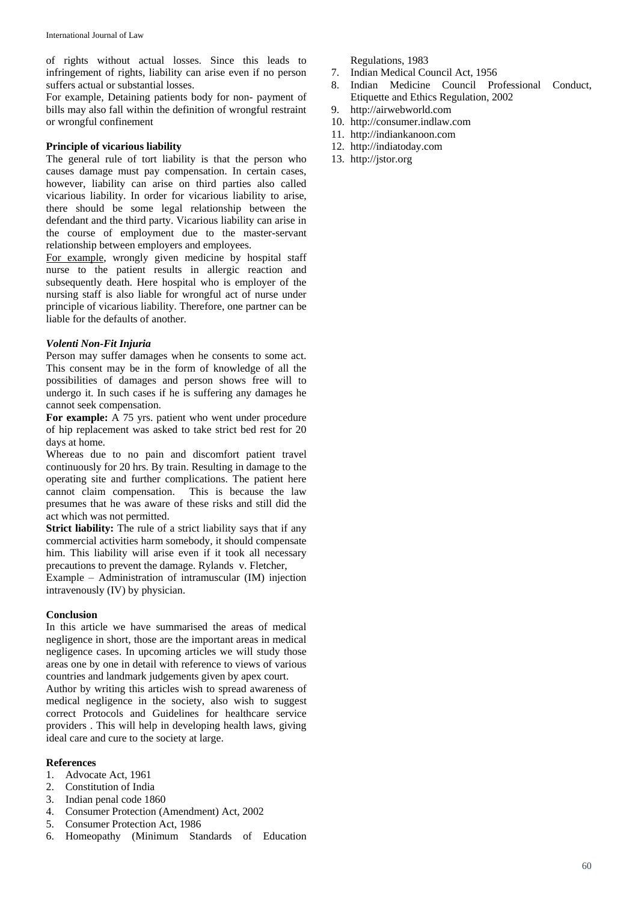of rights without actual losses. Since this leads to infringement of rights, liability can arise even if no person suffers actual or substantial losses.

For example, Detaining patients body for non- payment of bills may also fall within the definition of wrongful restraint or wrongful confinement

**Principle of vicarious liability**

The general rule of tort liability is that the person who causes damage must pay compensation. In certain cases, however, liability can arise on third parties also called vicarious liability. In order for vicarious liability to arise, there should be some legal relationship between the defendant and the third party. Vicarious liability can arise in the course of employment due to the master-servant relationship between employers and employees.

For example, wrongly given medicine by hospital staff nurse to the patient results in allergic reaction and subsequently death. Here hospital who is employer of the nursing staff is also liable for wrongful act of nurse under principle of vicarious liability. Therefore, one partner can be liable for the defaults of another.

***Volenti Non-Fit Injuria***

Person may suffer damages when he consents to some act. This consent may be in the form of knowledge of all the possibilities of damages and person shows free will to undergo it. In such cases if he is suffering any damages he cannot seek compensation.

**For example:** A 75 yrs. patient who went under procedure of hip replacement was asked to take strict bed rest for 20 days at home.

Whereas due to no pain and discomfort patient travel continuously for 20 hrs. By train. Resulting in damage to the operating site and further complications. The patient here cannot claim compensation. This is because the law presumes that he was aware of these risks and still did the act which was not permitted.

**Strict liability:** The rule of a strict liability says that if any commercial activities harm somebody, it should compensate him. This liability will arise even if it took all necessary precautions to prevent the damage. Rylands v. Fletcher,

Example – Administration of intramuscular (IM) injection intravenously (IV) by physician.

**Conclusion**

In this article we have summarised the areas of medical negligence in short, those are the important areas in medical negligence cases. In upcoming articles we will study those areas one by one in detail with reference to views of various countries and landmark judgements given by apex court.

Author by writing this articles wish to spread awareness of medical negligence in the society, also wish to suggest correct Protocols and Guidelines for healthcare service providers . This will help in developing health laws, giving ideal care and cure to the society at large.

**References**

1. Advocate Act, 1961
2. Constitution of India
3. Indian penal code 1860
4. Consumer Protection (Amendment) Act, 2002
5. Consumer Protection Act, 1986
6. Homeopathy (Minimum Standards of Education Regulations, 1983
7. Indian Medical Council Act, 1956
8. Indian Medicine Council Professional Conduct, Etiquette and Ethics Regulation, 2002
9. http://airwebworld.com
10. http://consumer.indlaw.com
11. http://indiankanoon.com
12. http://indiatoday.com
13. http://jstor.org